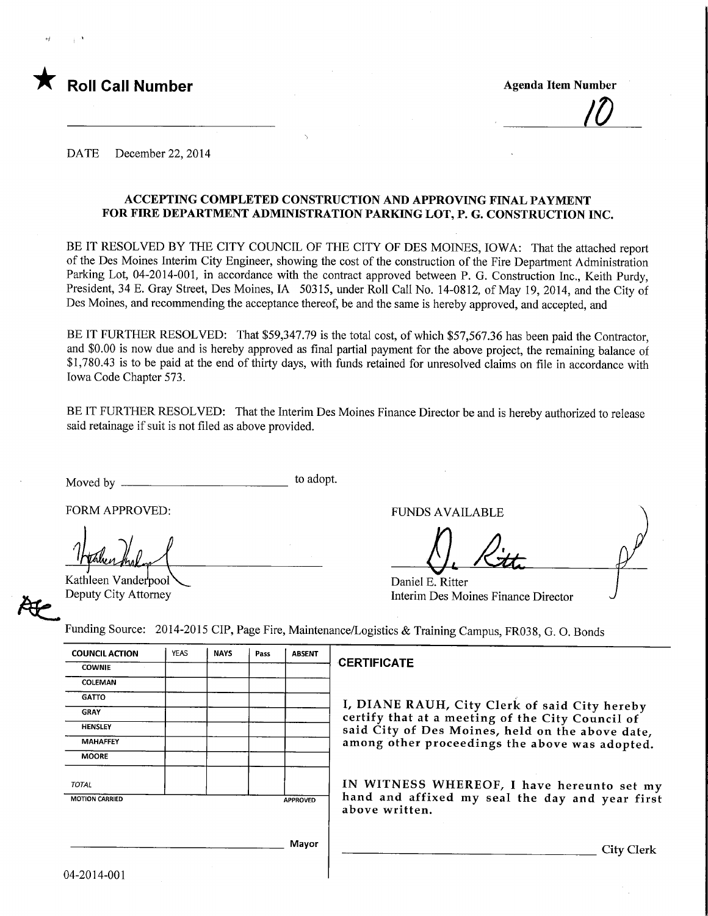★ **Roll Call Number**

______________________

**Agenda Item Number**

10

DATE December 22, 2014

**ACCEPTING COMPLETED CONSTRUCTION AND APPROVING FINAL PAYMENT FOR FIRE DEPARTMENT ADMINISTRATION PARKING LOT, P. G. CONSTRUCTION INC.**

BE IT RESOLVED BY THE CITY COUNCIL OF THE CITY OF DES MOINES, IOWA: That the attached report of the Des Moines Interim City Engineer, showing the cost of the construction of the Fire Department Administration Parking Lot, 04-2014-001, in accordance with the contract approved between P. G. Construction Inc., Keith Purdy, President, 34 E. Gray Street, Des Moines, IA 50315, under Roll Call No. 14-0812, of May 19, 2014, and the City of Des Moines, and recommending the acceptance thereof, be and the same is hereby approved, and accepted, and

BE IT FURTHER RESOLVED: That $59,347.79 is the total cost, of which $57,567.36 has been paid the Contractor, and $0.00 is now due and is hereby approved as final partial payment for the above project, the remaining balance of $1,780.43 is to be paid at the end of thirty days, with funds retained for unresolved claims on file in accordance with Iowa Code Chapter 573.

BE IT FURTHER RESOLVED: That the Interim Des Moines Finance Director be and is hereby authorized to release said retainage if suit is not filed as above provided.

Moved by ______________________ to adopt.

FORM APPROVED:

Kathleen Vanderpool
Deputy City Attorney

FUNDS AVAILABLE

Daniel E. Ritter
Interim Des Moines Finance Director

Funding Source: 2014-2015 CIP, Page Fire, Maintenance/Logistics & Training Campus, FR038, G. O. Bonds

| COUNCIL ACTION | YEAS | NAYS | Pass | ABSENT |
|---|---|---|---|---|
| COWNIE | | | | |
| COLEMAN | | | | |
| GATTO | | | | |
| GRAY | | | | |
| HENSLEY | | | | |
| MAHAFFEY | | | | |
| MOORE | | | | |
| TOTAL | | | | |
| MOTION CARRIED | | | | APPROVED |

______________________ Mayor

**CERTIFICATE**

I, DIANE RAUH, City Clerk of said City hereby certify that at a meeting of the City Council of said City of Des Moines, held on the above date, among other proceedings the above was adopted.

IN WITNESS WHEREOF, I have hereunto set my hand and affixed my seal the day and year first above written.

______________________ City Clerk

04-2014-001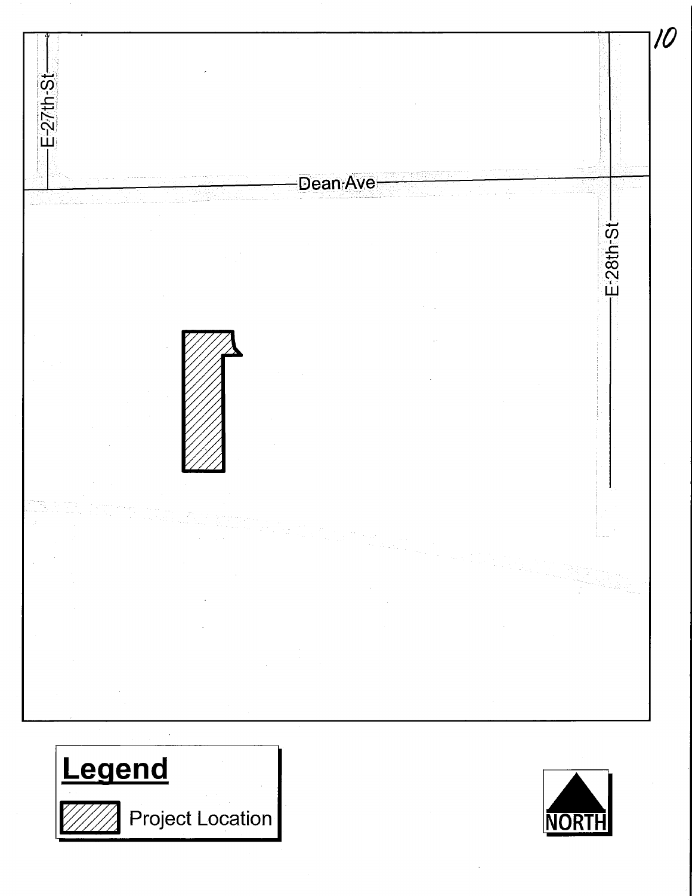10

E-27th-St

Dean Ave

E-28th-St

## Legend

Project Location

NORTH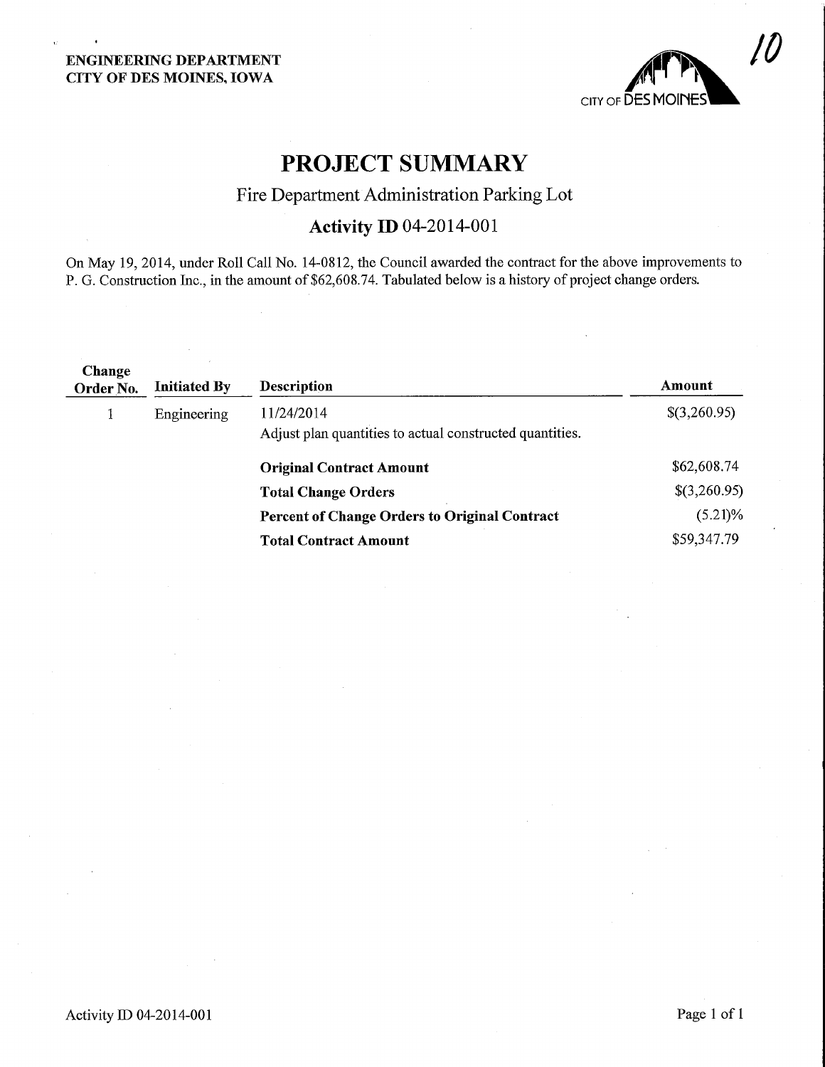ENGINEERING DEPARTMENT
CITY OF DES MOINES, IOWA

10

# PROJECT SUMMARY

## Fire Department Administration Parking Lot

### Activity ID 04-2014-001

On May 19, 2014, under Roll Call No. 14-0812, the Council awarded the contract for the above improvements to P. G. Construction Inc., in the amount of $62,608.74. Tabulated below is a history of project change orders.

| Change Order No. | Initiated By | Description | Amount |
|---|---|---|---|
| 1 | Engineering | 11/24/2014<br>Adjust plan quantities to actual constructed quantities. | $(3,260.95) |
| | | **Original Contract Amount** | $62,608.74 |
| | | **Total Change Orders** | $(3,260.95) |
| | | **Percent of Change Orders to Original Contract** | (5.21)% |
| | | **Total Contract Amount** | $59,347.79 |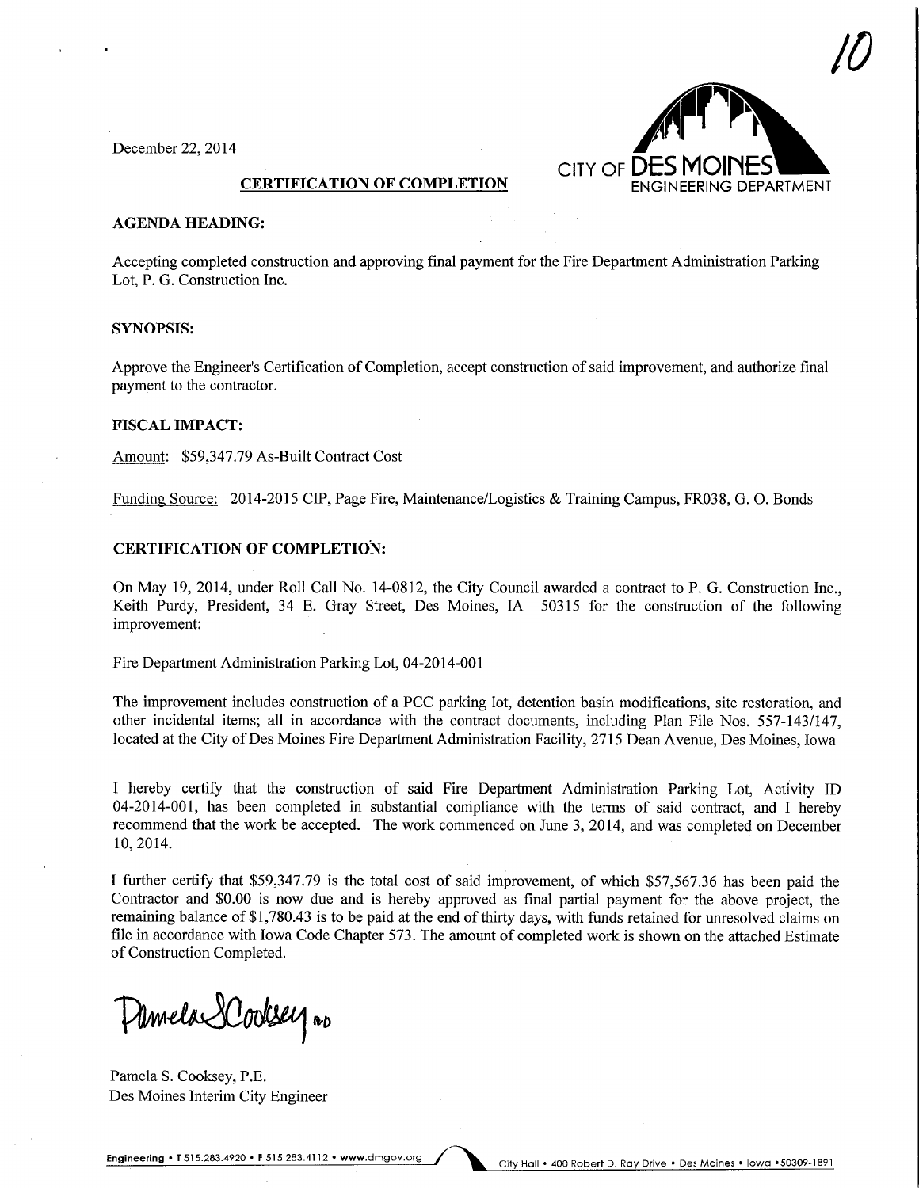10

December 22, 2014

CITY OF DES MOINES
ENGINEERING DEPARTMENT

**CERTIFICATION OF COMPLETION**

**AGENDA HEADING:**

Accepting completed construction and approving final payment for the Fire Department Administration Parking Lot, P. G. Construction Inc.

**SYNOPSIS:**

Approve the Engineer's Certification of Completion, accept construction of said improvement, and authorize final payment to the contractor.

**FISCAL IMPACT:**

Amount: $59,347.79 As-Built Contract Cost

Funding Source: 2014-2015 CIP, Page Fire, Maintenance/Logistics & Training Campus, FR038, G. O. Bonds

**CERTIFICATION OF COMPLETION:**

On May 19, 2014, under Roll Call No. 14-0812, the City Council awarded a contract to P. G. Construction Inc., Keith Purdy, President, 34 E. Gray Street, Des Moines, IA 50315 for the construction of the following improvement:

Fire Department Administration Parking Lot, 04-2014-001

The improvement includes construction of a PCC parking lot, detention basin modifications, site restoration, and other incidental items; all in accordance with the contract documents, including Plan File Nos. 557-143/147, located at the City of Des Moines Fire Department Administration Facility, 2715 Dean Avenue, Des Moines, Iowa

I hereby certify that the construction of said Fire Department Administration Parking Lot, Activity ID 04-2014-001, has been completed in substantial compliance with the terms of said contract, and I hereby recommend that the work be accepted. The work commenced on June 3, 2014, and was completed on December 10, 2014.

I further certify that $59,347.79 is the total cost of said improvement, of which $57,567.36 has been paid the Contractor and $0.00 is now due and is hereby approved as final partial payment for the above project, the remaining balance of $1,780.43 is to be paid at the end of thirty days, with funds retained for unresolved claims on file in accordance with Iowa Code Chapter 573. The amount of completed work is shown on the attached Estimate of Construction Completed.

Pamela S Cooksey

Pamela S. Cooksey, P.E.
Des Moines Interim City Engineer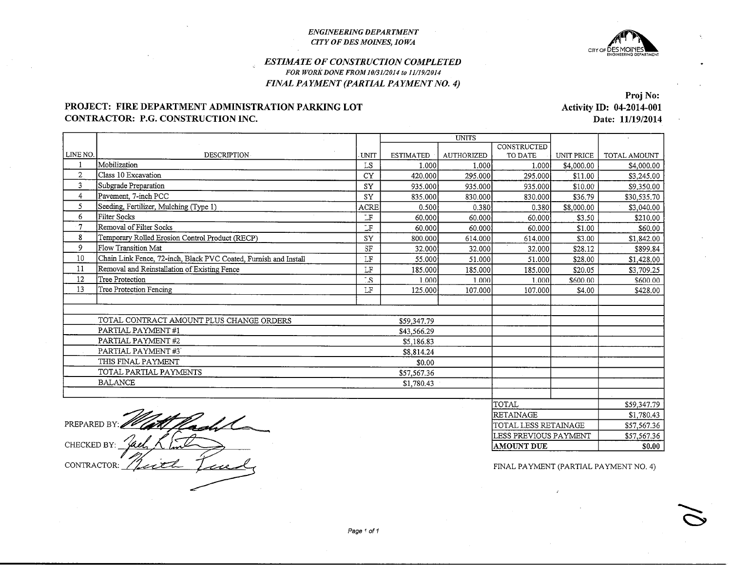*ENGINEERING DEPARTMENT*
*CITY OF DES MOINES, IOWA*

CITY OF DES MOINES ENGINEERING DEPARTMENT

***ESTIMATE OF CONSTRUCTION COMPLETED***
***FOR WORK DONE FROM 10/31/2014 to 11/19/2014***
***FINAL PAYMENT (PARTIAL PAYMENT NO. 4)***

**PROJECT: FIRE DEPARTMENT ADMINISTRATION PARKING LOT**
**CONTRACTOR: P.G. CONSTRUCTION INC.**

**Proj No:**
**Activity ID: 04-2014-001**
**Date: 11/19/2014**

| LINE NO. | DESCRIPTION | UNIT | UNITS | | | UNIT PRICE | TOTAL AMOUNT |
|---|---|---|---|---|---|---|---|
| | | | ESTIMATED | AUTHORIZED | CONSTRUCTED TO DATE | | |
| 1 | Mobilization | LS | 1.000 | 1.000 | 1.000 | $4,000.00 | $4,000.00 |
| 2 | Class 10 Excavation | CY | 420.000 | 295.000 | 295.000 | $11.00 | $3,245.00 |
| 3 | Subgrade Preparation | SY | 935.000 | 935.000 | 935.000 | $10.00 | $9,350.00 |
| 4 | Pavement, 7-inch PCC | SY | 835.000 | 830.000 | 830.000 | $36.79 | $30,535.70 |
| 5 | Seeding, Fertilizer, Mulching (Type 1) | ACRE | 0.500 | 0.380 | 0.380 | $8,000.00 | $3,040.00 |
| 6 | Filter Socks | LF | 60.000 | 60.000 | 60.000 | $3.50 | $210.00 |
| 7 | Removal of Filter Socks | LF | 60.000 | 60.000 | 60.000 | $1.00 | $60.00 |
| 8 | Temporary Rolled Erosion Control Product (RECP) | SY | 800.000 | 614.000 | 614.000 | $3.00 | $1,842.00 |
| 9 | Flow Transition Mat | SF | 32.000 | 32.000 | 32.000 | $28.12 | $899.84 |
| 10 | Chain Link Fence, 72-inch, Black PVC Coated, Furnish and Install | LF | 55.000 | 51.000 | 51.000 | $28.00 | $1,428.00 |
| 11 | Removal and Reinstallation of Existing Fence | LF | 185.000 | 185.000 | 185.000 | $20.05 | $3,709.25 |
| 12 | Tree Protection | LS | 1.000 | 1.000 | 1.000 | $600.00 | $600.00 |
| 13 | Tree Protection Fencing | LF | 125.000 | 107.000 | 107.000 | $4.00 | $428.00 |

| | |
|---|---|
| TOTAL CONTRACT AMOUNT PLUS CHANGE ORDERS | $59,347.79 |
| PARTIAL PAYMENT #1 | $43,566.29 |
| PARTIAL PAYMENT #2 | $5,186.83 |
| PARTIAL PAYMENT #3 | $8,814.24 |
| THIS FINAL PAYMENT | $0.00 |
| TOTAL PARTIAL PAYMENTS | $57,567.36 |
| BALANCE | $1,780.43 |

| | |
|---|---|
| TOTAL | $59,347.79 |
| RETAINAGE | $1,780.43 |
| TOTAL LESS RETAINAGE | $57,567.36 |
| LESS PREVIOUS PAYMENT | $57,567.36 |
| **AMOUNT DUE** | **$0.00** |

PREPARED BY: [signature]

CHECKED BY: [signature]

CONTRACTOR: [signature]

FINAL PAYMENT (PARTIAL PAYMENT NO. 4)